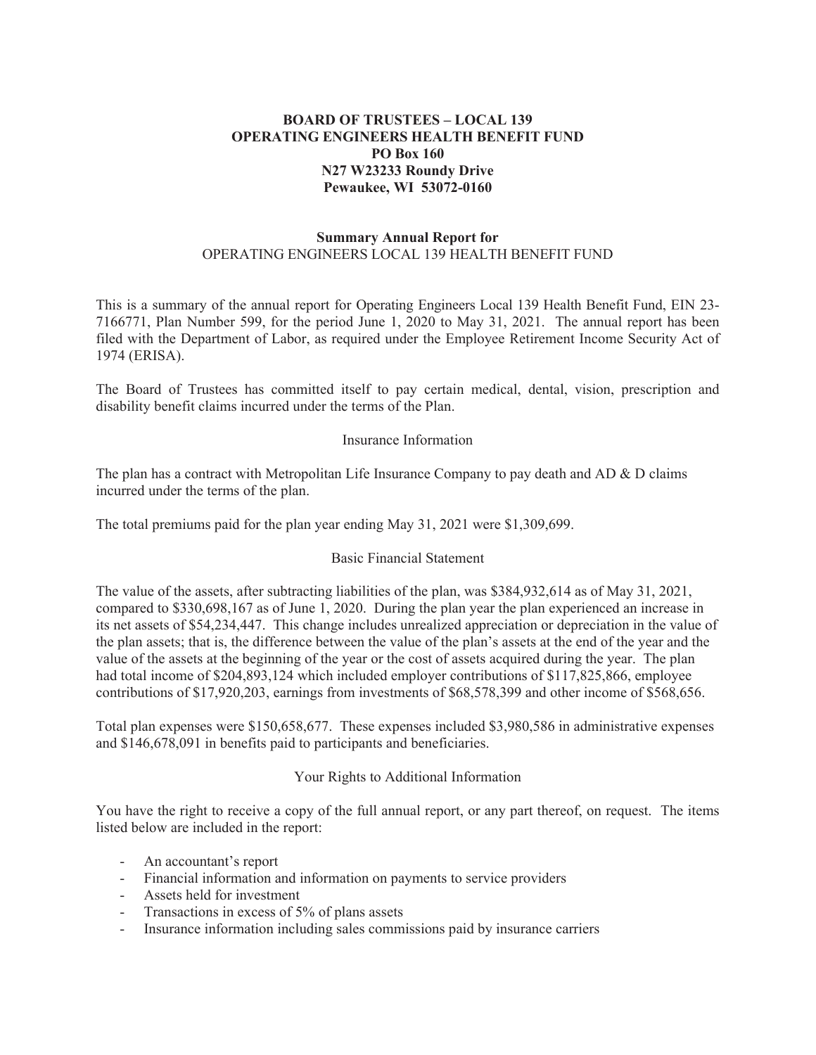**BOARD OF TRUSTEES – LOCAL 139**
**OPERATING ENGINEERS HEALTH BENEFIT FUND**
**PO Box 160**
**N27 W23233 Roundy Drive**
**Pewaukee, WI 53072-0160**

**Summary Annual Report for**
OPERATING ENGINEERS LOCAL 139 HEALTH BENEFIT FUND

This is a summary of the annual report for Operating Engineers Local 139 Health Benefit Fund, EIN 23-7166771, Plan Number 599, for the period June 1, 2020 to May 31, 2021. The annual report has been filed with the Department of Labor, as required under the Employee Retirement Income Security Act of 1974 (ERISA).

The Board of Trustees has committed itself to pay certain medical, dental, vision, prescription and disability benefit claims incurred under the terms of the Plan.

Insurance Information

The plan has a contract with Metropolitan Life Insurance Company to pay death and AD & D claims incurred under the terms of the plan.

The total premiums paid for the plan year ending May 31, 2021 were $1,309,699.

Basic Financial Statement

The value of the assets, after subtracting liabilities of the plan, was $384,932,614 as of May 31, 2021, compared to $330,698,167 as of June 1, 2020. During the plan year the plan experienced an increase in its net assets of $54,234,447. This change includes unrealized appreciation or depreciation in the value of the plan assets; that is, the difference between the value of the plan's assets at the end of the year and the value of the assets at the beginning of the year or the cost of assets acquired during the year. The plan had total income of $204,893,124 which included employer contributions of $117,825,866, employee contributions of $17,920,203, earnings from investments of $68,578,399 and other income of $568,656.

Total plan expenses were $150,658,677. These expenses included $3,980,586 in administrative expenses and $146,678,091 in benefits paid to participants and beneficiaries.

Your Rights to Additional Information

You have the right to receive a copy of the full annual report, or any part thereof, on request. The items listed below are included in the report:

- An accountant's report
- Financial information and information on payments to service providers
- Assets held for investment
- Transactions in excess of 5% of plans assets
- Insurance information including sales commissions paid by insurance carriers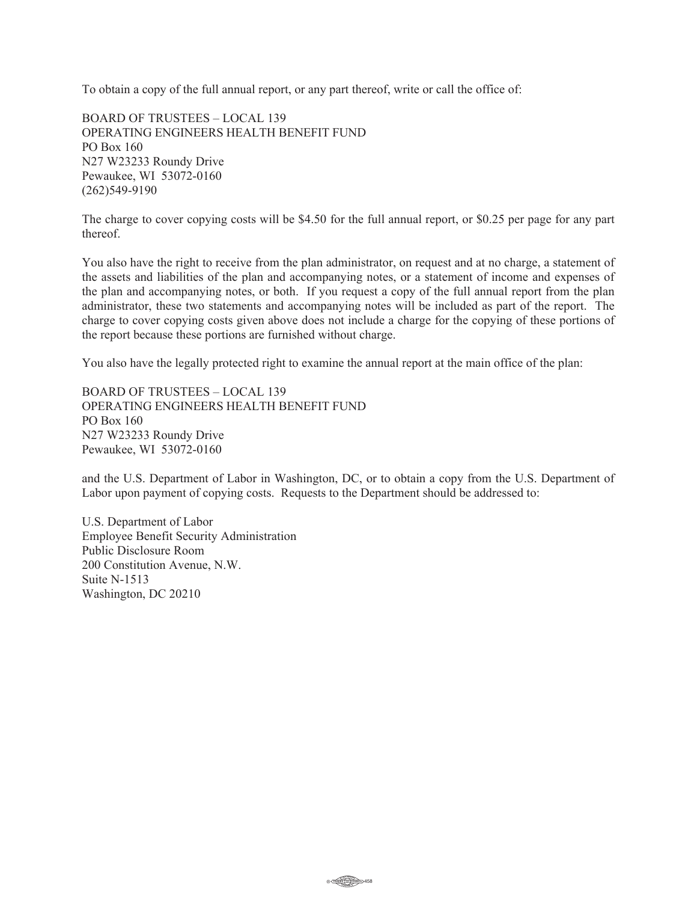To obtain a copy of the full annual report, or any part thereof, write or call the office of:

BOARD OF TRUSTEES – LOCAL 139
OPERATING ENGINEERS HEALTH BENEFIT FUND
PO Box 160
N27 W23233 Roundy Drive
Pewaukee, WI 53072-0160
(262)549-9190

The charge to cover copying costs will be $4.50 for the full annual report, or $0.25 per page for any part thereof.

You also have the right to receive from the plan administrator, on request and at no charge, a statement of the assets and liabilities of the plan and accompanying notes, or a statement of income and expenses of the plan and accompanying notes, or both. If you request a copy of the full annual report from the plan administrator, these two statements and accompanying notes will be included as part of the report. The charge to cover copying costs given above does not include a charge for the copying of these portions of the report because these portions are furnished without charge.

You also have the legally protected right to examine the annual report at the main office of the plan:

BOARD OF TRUSTEES – LOCAL 139
OPERATING ENGINEERS HEALTH BENEFIT FUND
PO Box 160
N27 W23233 Roundy Drive
Pewaukee, WI 53072-0160

and the U.S. Department of Labor in Washington, DC, or to obtain a copy from the U.S. Department of Labor upon payment of copying costs. Requests to the Department should be addressed to:

U.S. Department of Labor
Employee Benefit Security Administration
Public Disclosure Room
200 Constitution Avenue, N.W.
Suite N-1513
Washington, DC 20210